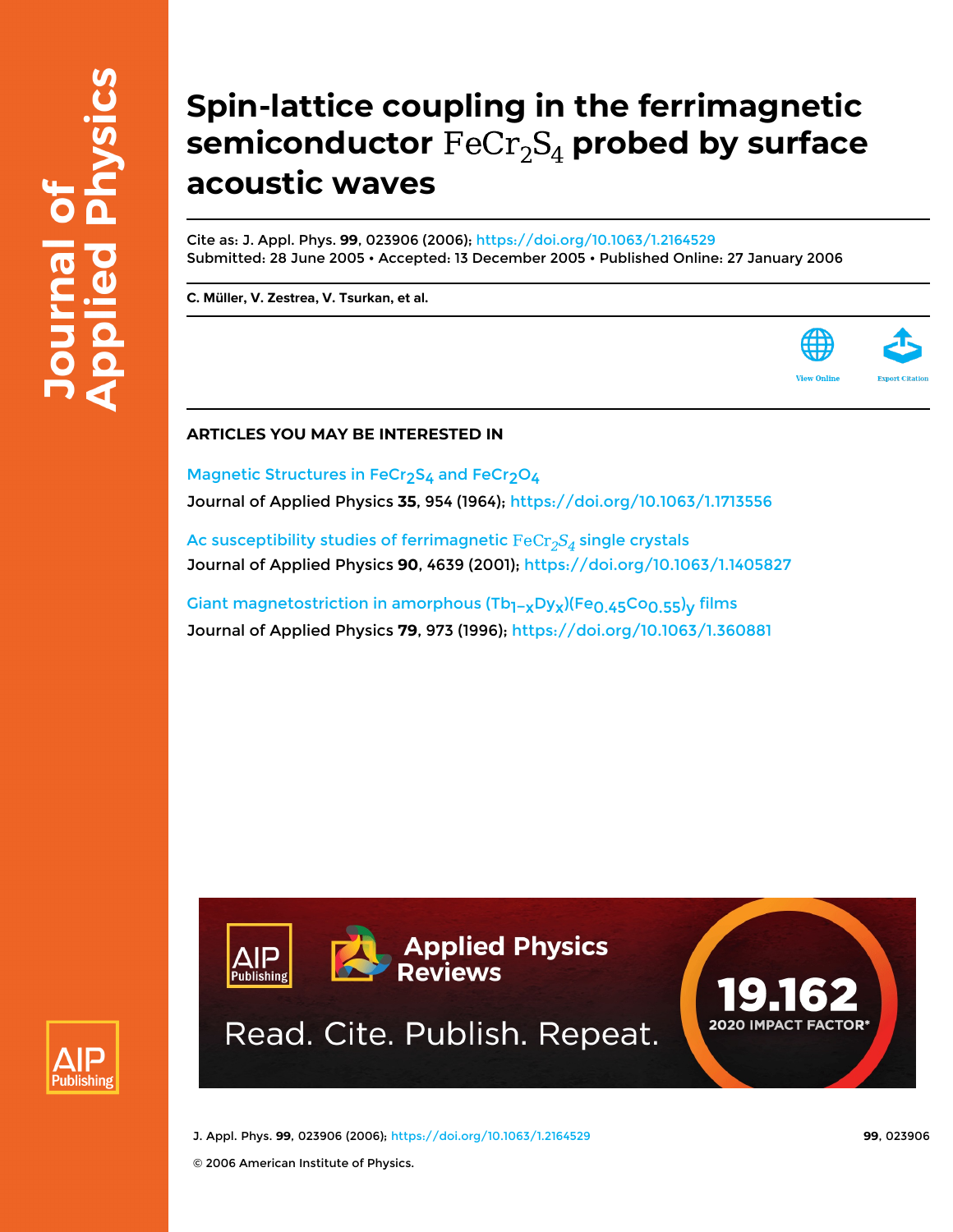# Spin-lattice coupling in the ferrimagnetic semiconductor $FeCr_2S_4$ probed by surface acoustic waves

Cite as: J. Appl. Phys. **99**, 023906 (2006); https://doi.org/10.1063/1.2164529
Submitted: 28 June 2005 • Accepted: 13 December 2005 • Published Online: 27 January 2006

**C. Müller, V. Zestrea, V. Tsurkan, et al.**

View Online | Export Citation

## ARTICLES YOU MAY BE INTERESTED IN

Magnetic Structures in $FeCr_2S_4$ and $FeCr_2O_4$
Journal of Applied Physics **35**, 954 (1964); https://doi.org/10.1063/1.1713556

Ac susceptibility studies of ferrimagnetic $FeCr_2S_4$ single crystals
Journal of Applied Physics **90**, 4639 (2001); https://doi.org/10.1063/1.1405827

Giant magnetostriction in amorphous $(Tb_{1-x}Dy_x)(Fe_{0.45}Co_{0.55})_y$ films
Journal of Applied Physics **79**, 973 (1996); https://doi.org/10.1063/1.360881

© 2006 American Institute of Physics.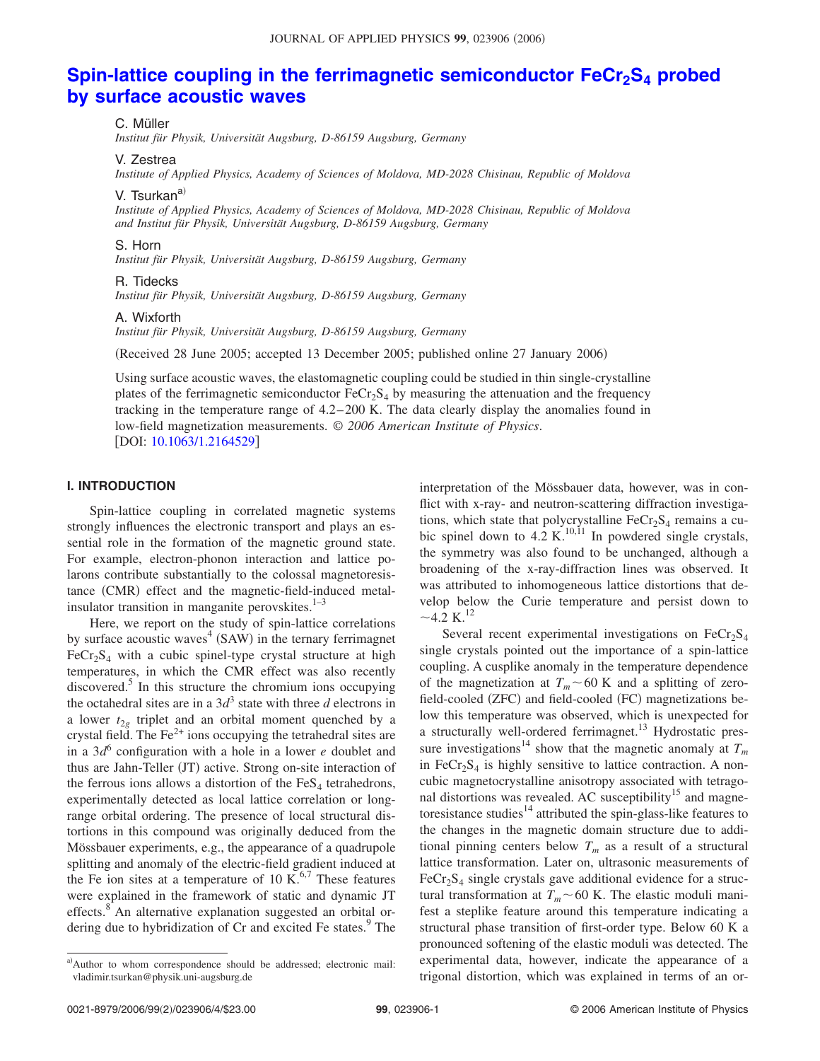# Spin-lattice coupling in the ferrimagnetic semiconductor $FeCr_2S_4$ probed by surface acoustic waves

C. Müller
*Institut für Physik, Universität Augsburg, D-86159 Augsburg, Germany*

V. Zestrea
*Institute of Applied Physics, Academy of Sciences of Moldova, MD-2028 Chisinau, Republic of Moldova*

V. Tsurkan[a)]
*Institute of Applied Physics, Academy of Sciences of Moldova, MD-2028 Chisinau, Republic of Moldova and Institut für Physik, Universität Augsburg, D-86159 Augsburg, Germany*

S. Horn
*Institut für Physik, Universität Augsburg, D-86159 Augsburg, Germany*

R. Tidecks
*Institut für Physik, Universität Augsburg, D-86159 Augsburg, Germany*

A. Wixforth
*Institut für Physik, Universität Augsburg, D-86159 Augsburg, Germany*

(Received 28 June 2005; accepted 13 December 2005; published online 27 January 2006)

Using surface acoustic waves, the elastomagnetic coupling could be studied in thin single-crystalline plates of the ferrimagnetic semiconductor $FeCr_2S_4$ by measuring the attenuation and the frequency tracking in the temperature range of 4.2–200 K. The data clearly display the anomalies found in low-field magnetization measurements. © *2006 American Institute of Physics*. [DOI: 10.1063/1.2164529]

## I. INTRODUCTION

Spin-lattice coupling in correlated magnetic systems strongly influences the electronic transport and plays an essential role in the formation of the magnetic ground state. For example, electron-phonon interaction and lattice polarons contribute substantially to the colossal magnetoresistance (CMR) effect and the magnetic-field-induced metal-insulator transition in manganite perovskites.[1–3]

Here, we report on the study of spin-lattice correlations by surface acoustic waves[4] (SAW) in the ternary ferrimagnet $FeCr_2S_4$ with a cubic spinel-type crystal structure at high temperatures, in which the CMR effect was also recently discovered.[5] In this structure the chromium ions occupying the octahedral sites are in a $3d^3$ state with three $d$ electrons in a lower $t_{2g}$ triplet and an orbital moment quenched by a crystal field. The $Fe^{2+}$ ions occupying the tetrahedral sites are in a $3d^6$ configuration with a hole in a lower $e$ doublet and thus are Jahn-Teller (JT) active. Strong on-site interaction of the ferrous ions allows a distortion of the $FeS_4$ tetrahedrons, experimentally detected as local lattice correlation or long-range orbital ordering. The presence of local structural distortions in this compound was originally deduced from the Mössbauer experiments, e.g., the appearance of a quadrupole splitting and anomaly of the electric-field gradient induced at the Fe ion sites at a temperature of 10 K.[6,7] These features were explained in the framework of static and dynamic JT effects.[8] An alternative explanation suggested an orbital ordering due to hybridization of Cr and excited Fe states.[9] The interpretation of the Mössbauer data, however, was in conflict with x-ray- and neutron-scattering diffraction investigations, which state that polycrystalline $FeCr_2S_4$ remains a cubic spinel down to 4.2 K.[10,11] In powdered single crystals, the symmetry was also found to be unchanged, although a broadening of the x-ray-diffraction lines was observed. It was attributed to inhomogeneous lattice distortions that develop below the Curie temperature and persist down to ~4.2 K.[12]

Several recent experimental investigations on $FeCr_2S_4$ single crystals pointed out the importance of a spin-lattice coupling. A cusplike anomaly in the temperature dependence of the magnetization at $T_m \sim 60$ K and a splitting of zero-field-cooled (ZFC) and field-cooled (FC) magnetizations below this temperature was observed, which is unexpected for a structurally well-ordered ferrimagnet.[13] Hydrostatic pressure investigations[14] show that the magnetic anomaly at $T_m$ in $FeCr_2S_4$ is highly sensitive to lattice contraction. A non-cubic magnetocrystalline anisotropy associated with tetragonal distortions was revealed. AC susceptibility[15] and magnetoresistance studies[14] attributed the spin-glass-like features to the changes in the magnetic domain structure due to additional pinning centers below $T_m$ as a result of a structural lattice transformation. Later on, ultrasonic measurements of $FeCr_2S_4$ single crystals gave additional evidence for a structural transformation at $T_m \sim 60$ K. The elastic moduli manifest a steplike feature around this temperature indicating a structural phase transition of first-order type. Below 60 K a pronounced softening of the elastic moduli was detected. The experimental data, however, indicate the appearance of a trigonal distortion, which was explained in terms of an or-

[a)]Author to whom correspondence should be addressed; electronic mail: vladimir.tsurkan@physik.uni-augsburg.de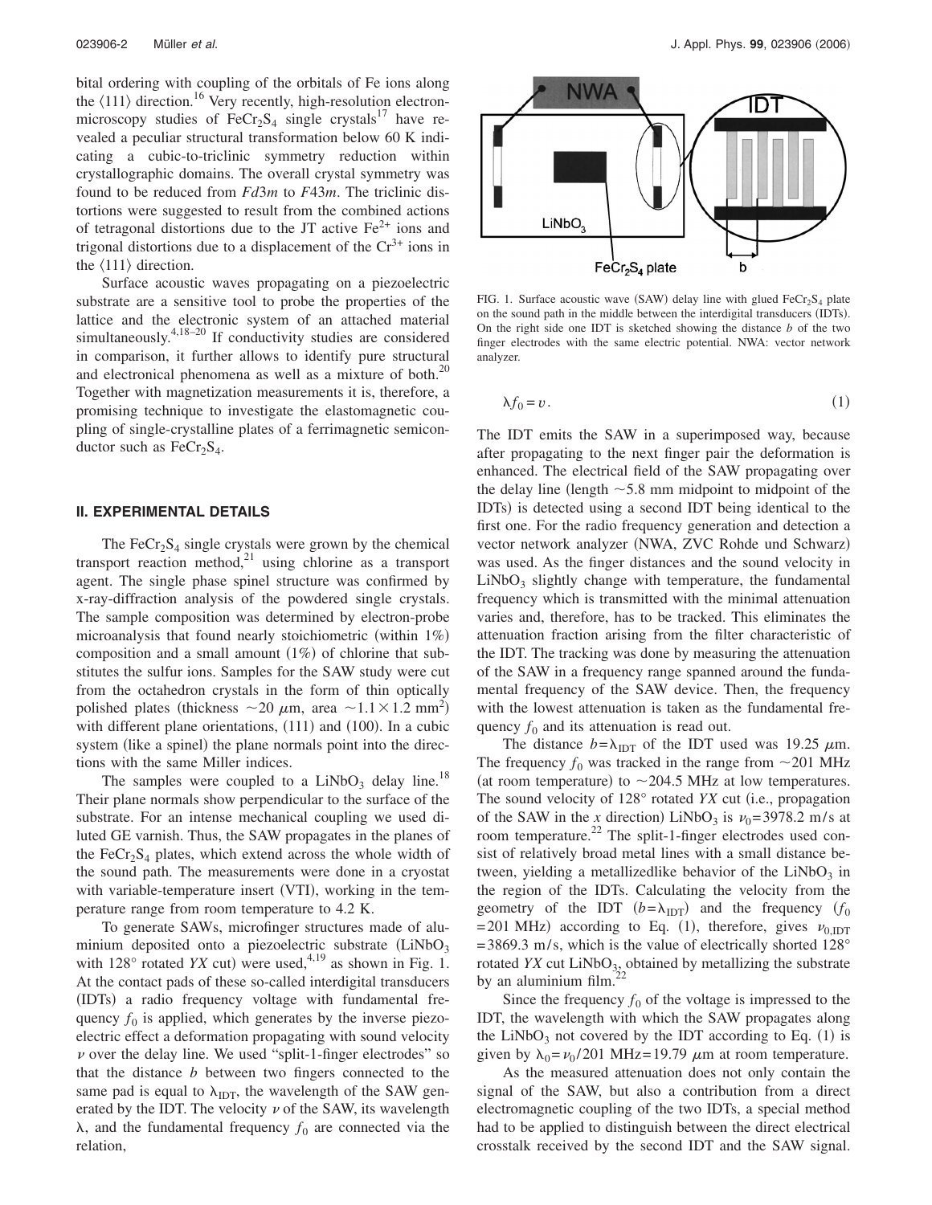bital ordering with coupling of the orbitals of Fe ions along the ⟨111⟩ direction.[16] Very recently, high-resolution electron-microscopy studies of $FeCr_2S_4$ single crystals[17] have revealed a peculiar structural transformation below 60 K indicating a cubic-to-triclinic symmetry reduction within crystallographic domains. The overall crystal symmetry was found to be reduced from *Fd*3*m* to *F*43*m*. The triclinic distortions were suggested to result from the combined actions of tetragonal distortions due to the JT active $Fe^{2+}$ ions and trigonal distortions due to a displacement of the $Cr^{3+}$ ions in the ⟨111⟩ direction.

Surface acoustic waves propagating on a piezoelectric substrate are a sensitive tool to probe the properties of the lattice and the electronic system of an attached material simultaneously.[4,18–20] If conductivity studies are considered in comparison, it further allows to identify pure structural and electronical phenomena as well as a mixture of both.[20] Together with magnetization measurements it is, therefore, a promising technique to investigate the elastomagnetic coupling of single-crystalline plates of a ferrimagnetic semiconductor such as $FeCr_2S_4$.

## II. EXPERIMENTAL DETAILS

The $FeCr_2S_4$ single crystals were grown by the chemical transport reaction method,[21] using chlorine as a transport agent. The single phase spinel structure was confirmed by x-ray-diffraction analysis of the powdered single crystals. The sample composition was determined by electron-probe microanalysis that found nearly stoichiometric (within 1%) composition and a small amount (1%) of chlorine that substitutes the sulfur ions. Samples for the SAW study were cut from the octahedron crystals in the form of thin optically polished plates (thickness ~20 μm, area ~1.1×1.2 mm²) with different plane orientations, (111) and (100). In a cubic system (like a spinel) the plane normals point into the directions with the same Miller indices.

The samples were coupled to a $LiNbO_3$ delay line.[18] Their plane normals show perpendicular to the surface of the substrate. For an intense mechanical coupling we used diluted GE varnish. Thus, the SAW propagates in the planes of the $FeCr_2S_4$ plates, which extend across the whole width of the sound path. The measurements were done in a cryostat with variable-temperature insert (VTI), working in the temperature range from room temperature to 4.2 K.

To generate SAWs, microfinger structures made of aluminium deposited onto a piezoelectric substrate ($LiNbO_3$ with 128° rotated *YX* cut) were used,[4,19] as shown in Fig. 1. At the contact pads of these so-called interdigital transducers (IDTs) a radio frequency voltage with fundamental frequency $f_0$ is applied, which generates by the inverse piezoelectric effect a deformation propagating with sound velocity $v$ over the delay line. We used "split-1-finger electrodes" so that the distance $b$ between two fingers connected to the same pad is equal to $\lambda_{IDT}$, the wavelength of the SAW generated by the IDT. The velocity $v$ of the SAW, its wavelength $\lambda$, and the fundamental frequency $f_0$ are connected via the relation,

FIG. 1. Surface acoustic wave (SAW) delay line with glued $FeCr_2S_4$ plate on the sound path in the middle between the interdigital transducers (IDTs). On the right side one IDT is sketched showing the distance $b$ of the two finger electrodes with the same electric potential. NWA: vector network analyzer.

$$\lambda f_0 = v. \tag{1}$$

The IDT emits the SAW in a superimposed way, because after propagating to the next finger pair the deformation is enhanced. The electrical field of the SAW propagating over the delay line (length ~5.8 mm midpoint to midpoint of the IDTs) is detected using a second IDT being identical to the first one. For the radio frequency generation and detection a vector network analyzer (NWA, ZVC Rohde und Schwarz) was used. As the finger distances and the sound velocity in $LiNbO_3$ slightly change with temperature, the fundamental frequency which is transmitted with the minimal attenuation varies and, therefore, has to be tracked. This eliminates the attenuation fraction arising from the filter characteristic of the IDT. The tracking was done by measuring the attenuation of the SAW in a frequency range spanned around the fundamental frequency of the SAW device. Then, the frequency with the lowest attenuation is taken as the fundamental frequency $f_0$ and its attenuation is read out.

The distance $b=\lambda_{IDT}$ of the IDT used was 19.25 μm. The frequency $f_0$ was tracked in the range from ~201 MHz (at room temperature) to ~204.5 MHz at low temperatures. The sound velocity of 128° rotated *YX* cut (i.e., propagation of the SAW in the *x* direction) $LiNbO_3$ is $v_0=3978.2$ m/s at room temperature.[22] The split-1-finger electrodes used consist of relatively broad metal lines with a small distance between, yielding a metallizedlike behavior of the $LiNbO_3$ in the region of the IDTs. Calculating the velocity from the geometry of the IDT ($b=\lambda_{IDT}$) and the frequency ($f_0$ =201 MHz) according to Eq. (1), therefore, gives $v_{0,IDT}$ =3869.3 m/s, which is the value of electrically shorted 128° rotated *YX* cut $LiNbO_3$, obtained by metallizing the substrate by an aluminium film.[22]

Since the frequency $f_0$ of the voltage is impressed to the IDT, the wavelength with which the SAW propagates along the $LiNbO_3$ not covered by the IDT according to Eq. (1) is given by $\lambda_0=v_0/201$ MHz=19.79 μm at room temperature.

As the measured attenuation does not only contain the signal of the SAW, but also a contribution from a direct electromagnetic coupling of the two IDTs, a special method had to be applied to distinguish between the direct electrical crosstalk received by the second IDT and the SAW signal.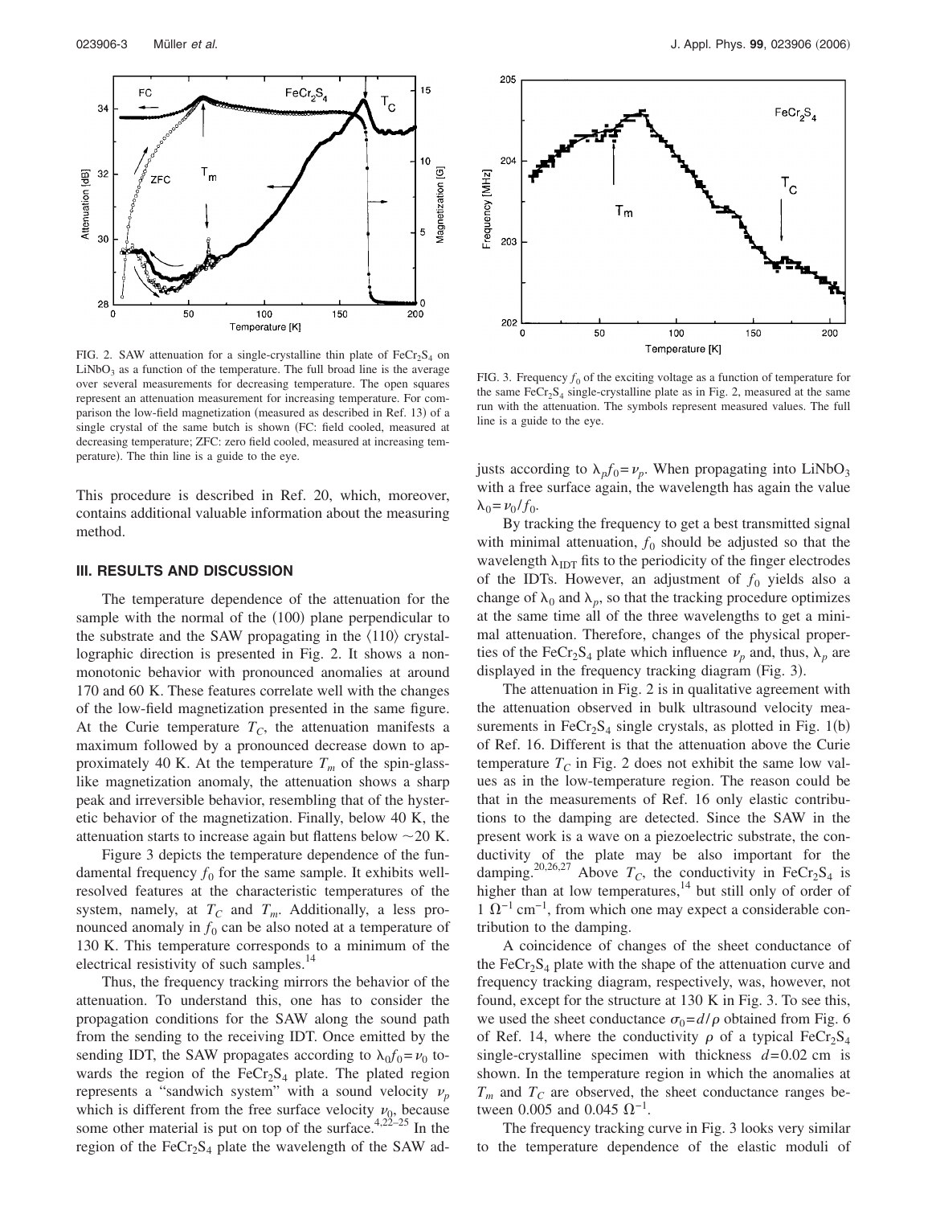FIG. 2. SAW attenuation for a single-crystalline thin plate of $FeCr_2S_4$ on $LiNbO_3$ as a function of the temperature. The full broad line is the average over several measurements for decreasing temperature. The open squares represent an attenuation measurement for increasing temperature. For comparison the low-field magnetization (measured as described in Ref. 13) of a single crystal of the same butch is shown (FC: field cooled, measured at decreasing temperature; ZFC: zero field cooled, measured at increasing temperature). The thin line is a guide to the eye.

FIG. 3. Frequency $f_0$ of the exciting voltage as a function of temperature for the same $FeCr_2S_4$ single-crystalline plate as in Fig. 2, measured at the same run with the attenuation. The symbols represent measured values. The full line is a guide to the eye.

This procedure is described in Ref. 20, which, moreover, contains additional valuable information about the measuring method.

## III. RESULTS AND DISCUSSION

The temperature dependence of the attenuation for the sample with the normal of the (100) plane perpendicular to the substrate and the SAW propagating in the $\langle 110 \rangle$ crystallographic direction is presented in Fig. 2. It shows a nonmonotonic behavior with pronounced anomalies at around 170 and 60 K. These features correlate well with the changes of the low-field magnetization presented in the same figure. At the Curie temperature $T_C$, the attenuation manifests a maximum followed by a pronounced decrease down to approximately 40 K. At the temperature $T_m$ of the spin-glass-like magnetization anomaly, the attenuation shows a sharp peak and irreversible behavior, resembling that of the hysteretic behavior of the magnetization. Finally, below 40 K, the attenuation starts to increase again but flattens below ~20 K.

Figure 3 depicts the temperature dependence of the fundamental frequency $f_0$ for the same sample. It exhibits well-resolved features at the characteristic temperatures of the system, namely, at $T_C$ and $T_m$. Additionally, a less pronounced anomaly in $f_0$ can be also noted at a temperature of 130 K. This temperature corresponds to a minimum of the electrical resistivity of such samples.[14]

Thus, the frequency tracking mirrors the behavior of the attenuation. To understand this, one has to consider the propagation conditions for the SAW along the sound path from the sending to the receiving IDT. Once emitted by the sending IDT, the SAW propagates according to $\lambda_0 f_0 = \nu_0$ towards the region of the $FeCr_2S_4$ plate. The plated region represents a "sandwich system" with a sound velocity $\nu_p$ which is different from the free surface velocity $\nu_0$, because some other material is put on top of the surface.[4,22–25] In the region of the $FeCr_2S_4$ plate the wavelength of the SAW adjusts according to $\lambda_p f_0 = \nu_p$. When propagating into $LiNbO_3$ with a free surface again, the wavelength has again the value $\lambda_0 = \nu_0 / f_0$.

By tracking the frequency to get a best transmitted signal with minimal attenuation, $f_0$ should be adjusted so that the wavelength $\lambda_{IDT}$ fits to the periodicity of the finger electrodes of the IDTs. However, an adjustment of $f_0$ yields also a change of $\lambda_0$ and $\lambda_p$, so that the tracking procedure optimizes at the same time all of the three wavelengths to get a minimal attenuation. Therefore, changes of the physical properties of the $FeCr_2S_4$ plate which influence $\nu_p$ and, thus, $\lambda_p$ are displayed in the frequency tracking diagram (Fig. 3).

The attenuation in Fig. 2 is in qualitative agreement with the attenuation observed in bulk ultrasound velocity measurements in $FeCr_2S_4$ single crystals, as plotted in Fig. 1(b) of Ref. 16. Different is that the attenuation above the Curie temperature $T_C$ in Fig. 2 does not exhibit the same low values as in the low-temperature region. The reason could be that in the measurements of Ref. 16 only elastic contributions to the damping are detected. Since the SAW in the present work is a wave on a piezoelectric substrate, the conductivity of the plate may be also important for the damping.[20,26,27] Above $T_C$, the conductivity in $FeCr_2S_4$ is higher than at low temperatures,[14] but still only of order of $1\ \Omega^{-1}\ cm^{-1}$, from which one may expect a considerable contribution to the damping.

A coincidence of changes of the sheet conductance of the $FeCr_2S_4$ plate with the shape of the attenuation curve and frequency tracking diagram, respectively, was, however, not found, except for the structure at 130 K in Fig. 3. To see this, we used the sheet conductance $\sigma_0 = d/\rho$ obtained from Fig. 6 of Ref. 14, where the conductivity $\rho$ of a typical $FeCr_2S_4$ single-crystalline specimen with thickness $d = 0.02$ cm is shown. In the temperature region in which the anomalies at $T_m$ and $T_C$ are observed, the sheet conductance ranges between 0.005 and 0.045 $\Omega^{-1}$.

The frequency tracking curve in Fig. 3 looks very similar to the temperature dependence of the elastic moduli of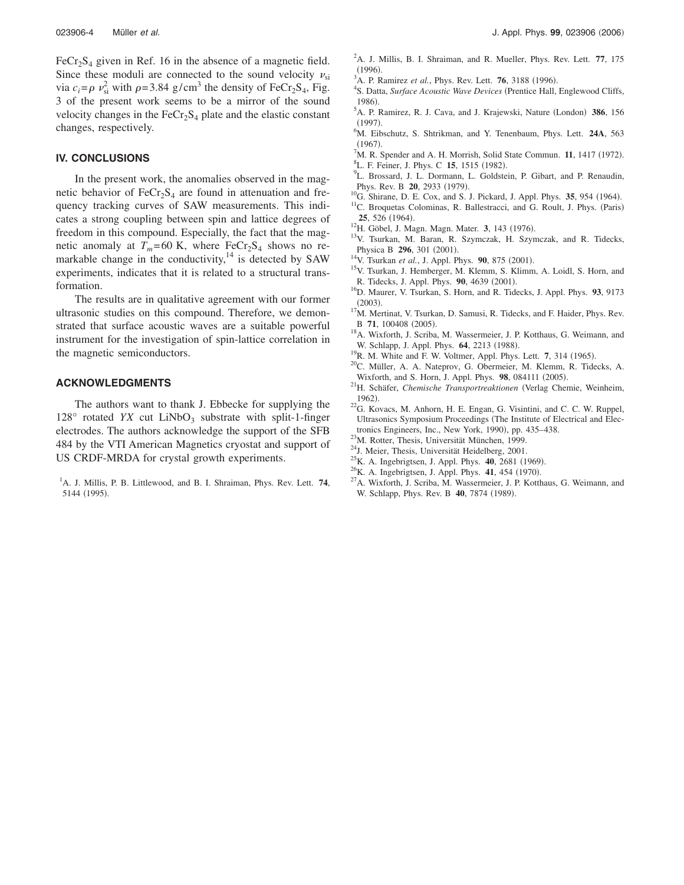$FeCr_2S_4$ given in Ref. 16 in the absence of a magnetic field. Since these moduli are connected to the sound velocity $v_{si}$ via $c_i = \rho\, v_{si}^2$ with $\rho = 3.84$ g/cm$^3$ the density of $FeCr_2S_4$, Fig. 3 of the present work seems to be a mirror of the sound velocity changes in the $FeCr_2S_4$ plate and the elastic constant changes, respectively.

## IV. CONCLUSIONS

In the present work, the anomalies observed in the magnetic behavior of $FeCr_2S_4$ are found in attenuation and frequency tracking curves of SAW measurements. This indicates a strong coupling between spin and lattice degrees of freedom in this compound. Especially, the fact that the magnetic anomaly at $T_m = 60$ K, where $FeCr_2S_4$ shows no remarkable change in the conductivity,[14] is detected by SAW experiments, indicates that it is related to a structural transformation.

The results are in qualitative agreement with our former ultrasonic studies on this compound. Therefore, we demonstrated that surface acoustic waves are a suitable powerful instrument for the investigation of spin-lattice correlation in the magnetic semiconductors.

## ACKNOWLEDGMENTS

The authors want to thank J. Ebbecke for supplying the 128° rotated *YX* cut $LiNbO_3$ substrate with split-1-finger electrodes. The authors acknowledge the support of the SFB 484 by the VTI American Magnetics cryostat and support of US CRDF-MRDA for crystal growth experiments.

[1] A. J. Millis, P. B. Littlewood, and B. I. Shraiman, Phys. Rev. Lett. **74**, 5144 (1995).
[2] A. J. Millis, B. I. Shraiman, and R. Mueller, Phys. Rev. Lett. **77**, 175 (1996).
[3] A. P. Ramirez *et al.*, Phys. Rev. Lett. **76**, 3188 (1996).
[4] S. Datta, *Surface Acoustic Wave Devices* (Prentice Hall, Englewood Cliffs, 1986).
[5] A. P. Ramirez, R. J. Cava, and J. Krajewski, Nature (London) **386**, 156 (1997).
[6] M. Eibschutz, S. Shtrikman, and Y. Tenenbaum, Phys. Lett. **24A**, 563 (1967).
[7] M. R. Spender and A. H. Morrish, Solid State Commun. **11**, 1417 (1972).
[8] L. F. Feiner, J. Phys. C **15**, 1515 (1982).
[9] L. Brossard, J. L. Dormann, L. Goldstein, P. Gibart, and P. Renaudin, Phys. Rev. B **20**, 2933 (1979).
[10] G. Shirane, D. E. Cox, and S. J. Pickard, J. Appl. Phys. **35**, 954 (1964).
[11] C. Broquetas Colominas, R. Ballestracci, and G. Roult, J. Phys. (Paris) **25**, 526 (1964).
[12] H. Göbel, J. Magn. Magn. Mater. **3**, 143 (1976).
[13] V. Tsurkan, M. Baran, R. Szymczak, H. Szymczak, and R. Tidecks, Physica B **296**, 301 (2001).
[14] V. Tsurkan *et al.*, J. Appl. Phys. **90**, 875 (2001).
[15] V. Tsurkan, J. Hemberger, M. Klemm, S. Klimm, A. Loidl, S. Horn, and R. Tidecks, J. Appl. Phys. **90**, 4639 (2001).
[16] D. Maurer, V. Tsurkan, S. Horn, and R. Tidecks, J. Appl. Phys. **93**, 9173 (2003).
[17] M. Mertinat, V. Tsurkan, D. Samusi, R. Tidecks, and F. Haider, Phys. Rev. B **71**, 100408 (2005).
[18] A. Wixforth, J. Scriba, M. Wassermeier, J. P. Kotthaus, G. Weimann, and W. Schlapp, J. Appl. Phys. **64**, 2213 (1988).
[19] R. M. White and F. W. Voltmer, Appl. Phys. Lett. **7**, 314 (1965).
[20] C. Müller, A. A. Nateprov, G. Obermeier, M. Klemm, R. Tidecks, A. Wixforth, and S. Horn, J. Appl. Phys. **98**, 084111 (2005).
[21] H. Schäfer, *Chemische Transportreaktionen* (Verlag Chemie, Weinheim, 1962).
[22] G. Kovacs, M. Anhorn, H. E. Engan, G. Visintini, and C. C. W. Ruppel, Ultrasonics Symposium Proceedings (The Institute of Electrical and Electronics Engineers, Inc., New York, 1990), pp. 435–438.
[23] M. Rotter, Thesis, Universität München, 1999.
[24] J. Meier, Thesis, Universität Heidelberg, 2001.
[25] K. A. Ingebrigtsen, J. Appl. Phys. **40**, 2681 (1969).
[26] K. A. Ingebrigtsen, J. Appl. Phys. **41**, 454 (1970).
[27] A. Wixforth, J. Scriba, M. Wassermeier, J. P. Kotthaus, G. Weimann, and W. Schlapp, Phys. Rev. B **40**, 7874 (1989).